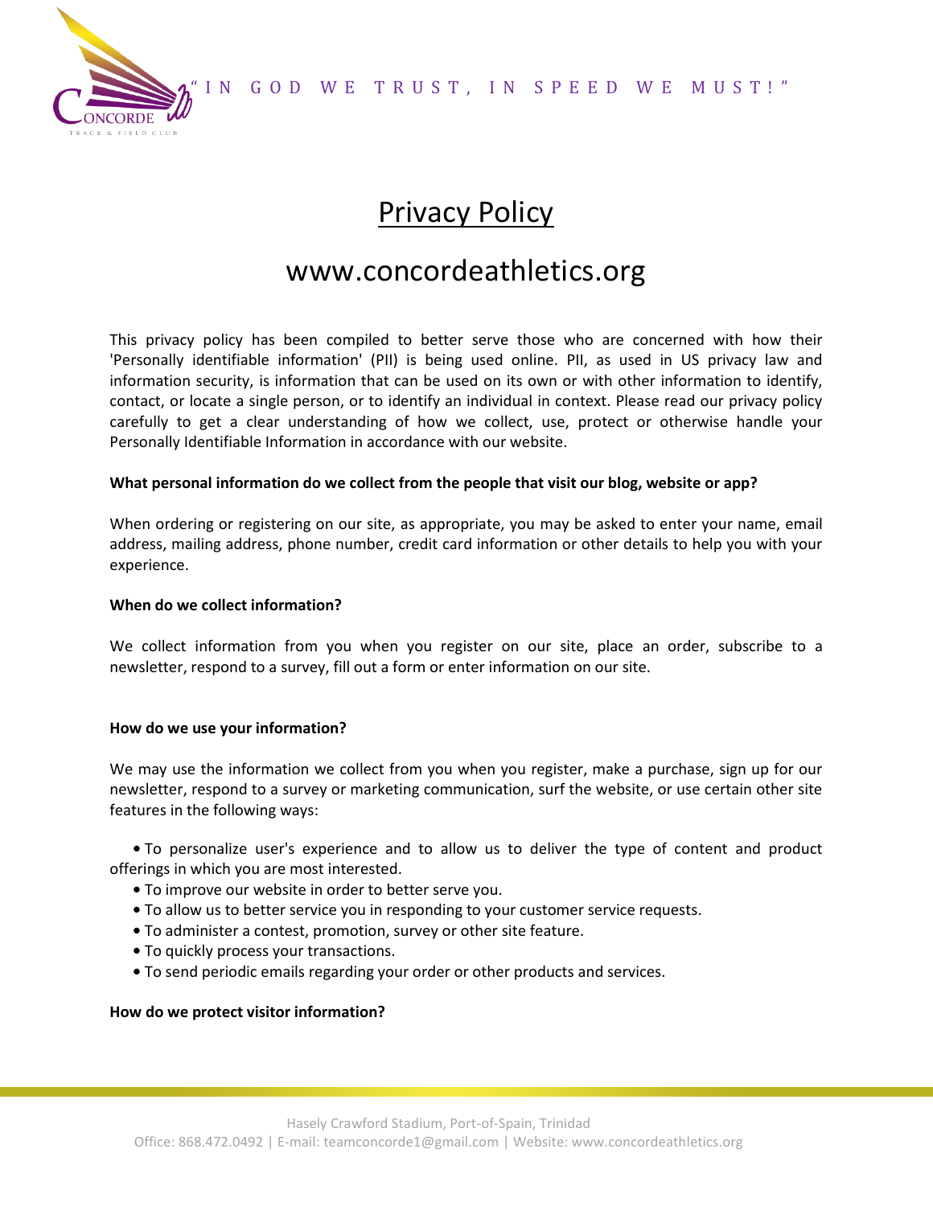# Privacy Policy

## www.concordeathletics.org

This privacy policy has been compiled to better serve those who are concerned with how their 'Personally identifiable information' (PII) is being used online. PII, as used in US privacy law and information security, is information that can be used on its own or with other information to identify, contact, or locate a single person, or to identify an individual in context. Please read our privacy policy carefully to get a clear understanding of how we collect, use, protect or otherwise handle your Personally Identifiable Information in accordance with our website.

**What personal information do we collect from the people that visit our blog, website or app?**

When ordering or registering on our site, as appropriate, you may be asked to enter your name, email address, mailing address, phone number, credit card information or other details to help you with your experience.

**When do we collect information?**

We collect information from you when you register on our site, place an order, subscribe to a newsletter, respond to a survey, fill out a form or enter information on our site.

**How do we use your information?**

We may use the information we collect from you when you register, make a purchase, sign up for our newsletter, respond to a survey or marketing communication, surf the website, or use certain other site features in the following ways:

- To personalize user's experience and to allow us to deliver the type of content and product offerings in which you are most interested.
- To improve our website in order to better serve you.
- To allow us to better service you in responding to your customer service requests.
- To administer a contest, promotion, survey or other site feature.
- To quickly process your transactions.
- To send periodic emails regarding your order or other products and services.

**How do we protect visitor information?**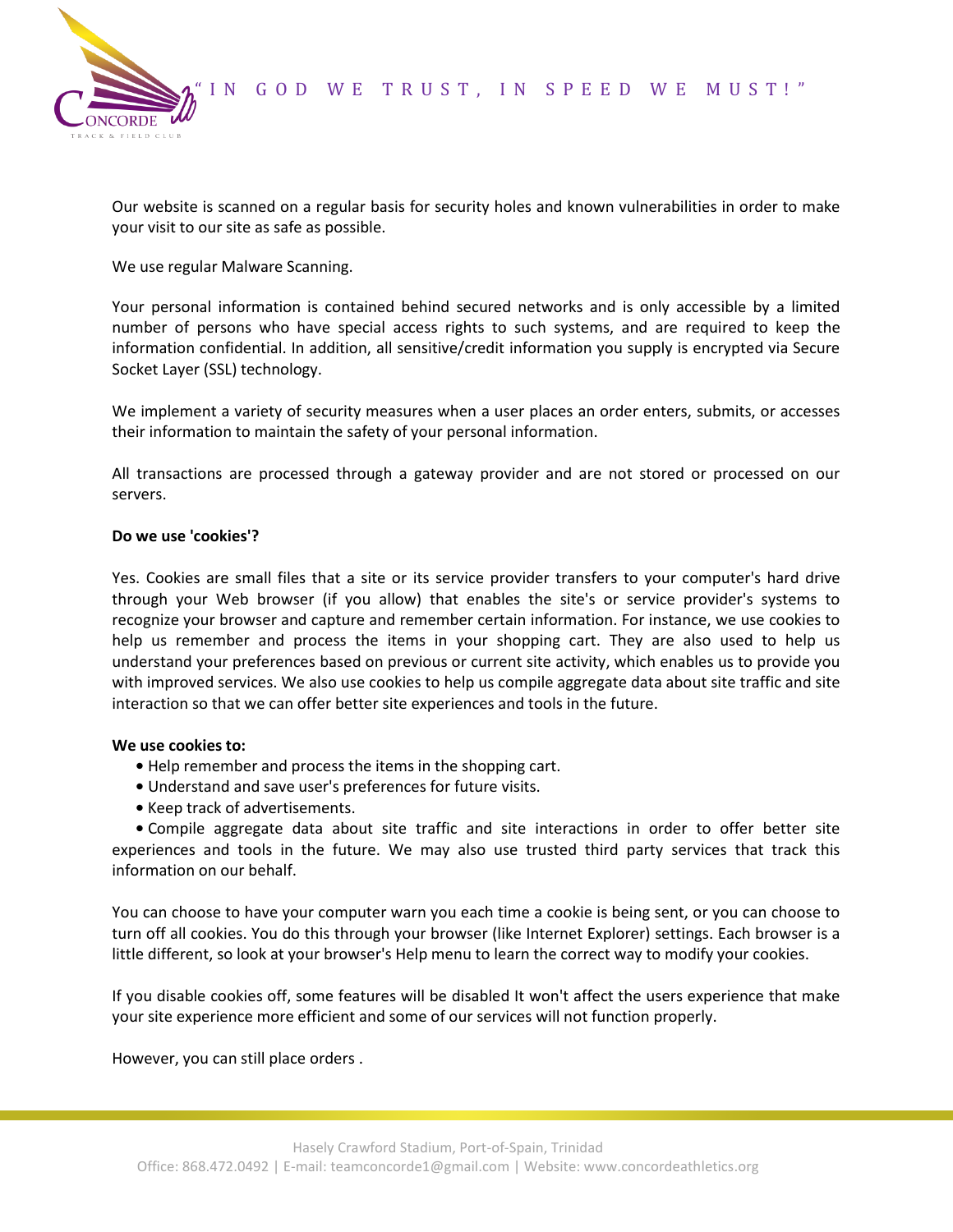Our website is scanned on a regular basis for security holes and known vulnerabilities in order to make your visit to our site as safe as possible.

We use regular Malware Scanning.

Your personal information is contained behind secured networks and is only accessible by a limited number of persons who have special access rights to such systems, and are required to keep the information confidential. In addition, all sensitive/credit information you supply is encrypted via Secure Socket Layer (SSL) technology.

We implement a variety of security measures when a user places an order enters, submits, or accesses their information to maintain the safety of your personal information.

All transactions are processed through a gateway provider and are not stored or processed on our servers.

**Do we use 'cookies'?**

Yes. Cookies are small files that a site or its service provider transfers to your computer's hard drive through your Web browser (if you allow) that enables the site's or service provider's systems to recognize your browser and capture and remember certain information. For instance, we use cookies to help us remember and process the items in your shopping cart. They are also used to help us understand your preferences based on previous or current site activity, which enables us to provide you with improved services. We also use cookies to help us compile aggregate data about site traffic and site interaction so that we can offer better site experiences and tools in the future.

**We use cookies to:**

- Help remember and process the items in the shopping cart.
- Understand and save user's preferences for future visits.
- Keep track of advertisements.
- Compile aggregate data about site traffic and site interactions in order to offer better site experiences and tools in the future. We may also use trusted third party services that track this information on our behalf.

You can choose to have your computer warn you each time a cookie is being sent, or you can choose to turn off all cookies. You do this through your browser (like Internet Explorer) settings. Each browser is a little different, so look at your browser's Help menu to learn the correct way to modify your cookies.

If you disable cookies off, some features will be disabled It won't affect the users experience that make your site experience more efficient and some of our services will not function properly.

However, you can still place orders .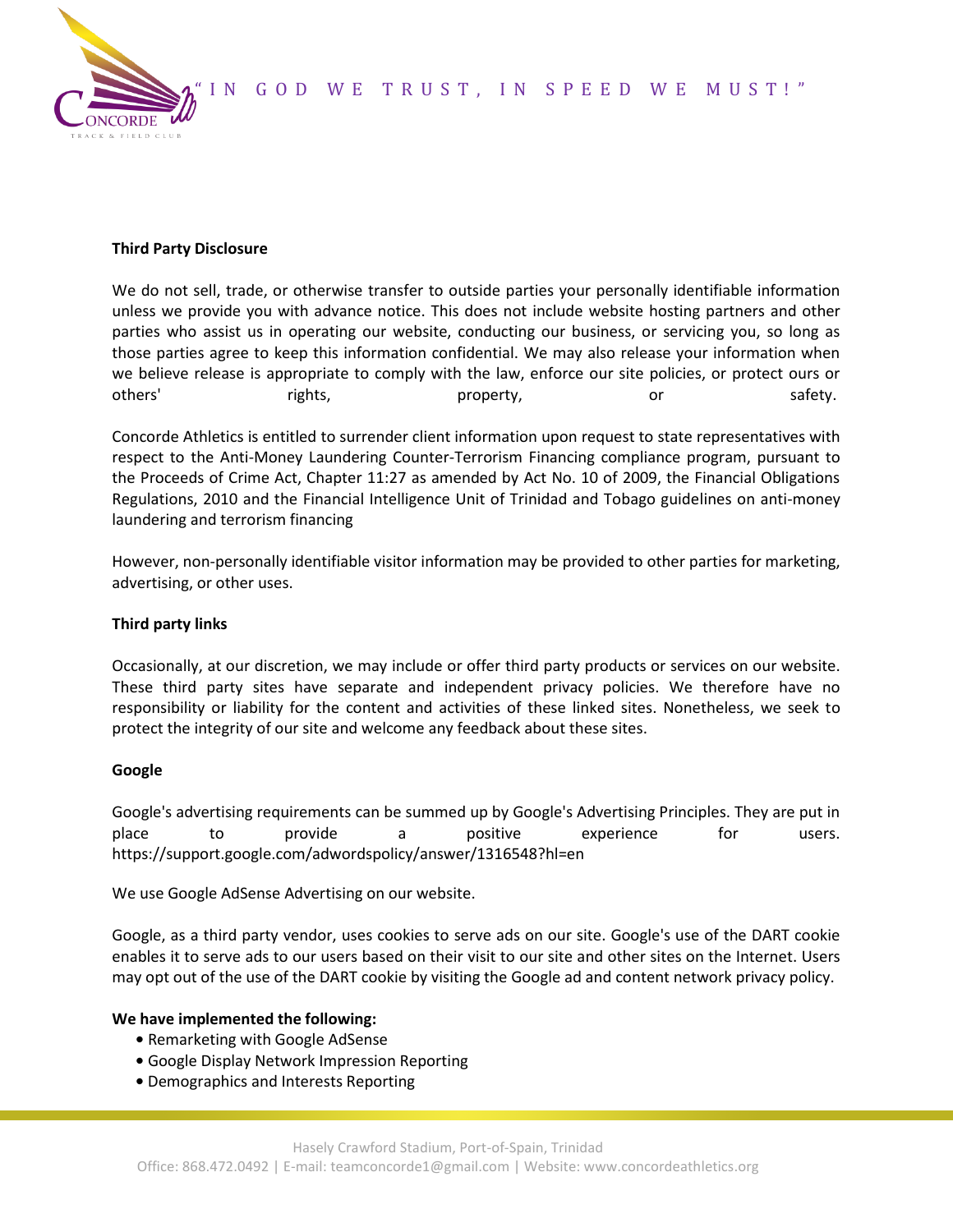**Third Party Disclosure**

We do not sell, trade, or otherwise transfer to outside parties your personally identifiable information unless we provide you with advance notice. This does not include website hosting partners and other parties who assist us in operating our website, conducting our business, or servicing you, so long as those parties agree to keep this information confidential. We may also release your information when we believe release is appropriate to comply with the law, enforce our site policies, or protect ours or others' rights, property, or safety.

Concorde Athletics is entitled to surrender client information upon request to state representatives with respect to the Anti-Money Laundering Counter-Terrorism Financing compliance program, pursuant to the Proceeds of Crime Act, Chapter 11:27 as amended by Act No. 10 of 2009, the Financial Obligations Regulations, 2010 and the Financial Intelligence Unit of Trinidad and Tobago guidelines on anti-money laundering and terrorism financing

However, non-personally identifiable visitor information may be provided to other parties for marketing, advertising, or other uses.

**Third party links**

Occasionally, at our discretion, we may include or offer third party products or services on our website. These third party sites have separate and independent privacy policies. We therefore have no responsibility or liability for the content and activities of these linked sites. Nonetheless, we seek to protect the integrity of our site and welcome any feedback about these sites.

**Google**

Google's advertising requirements can be summed up by Google's Advertising Principles. They are put in place to provide a positive experience for users. https://support.google.com/adwordspolicy/answer/1316548?hl=en

We use Google AdSense Advertising on our website.

Google, as a third party vendor, uses cookies to serve ads on our site. Google's use of the DART cookie enables it to serve ads to our users based on their visit to our site and other sites on the Internet. Users may opt out of the use of the DART cookie by visiting the Google ad and content network privacy policy.

**We have implemented the following:**

- Remarketing with Google AdSense
- Google Display Network Impression Reporting
- Demographics and Interests Reporting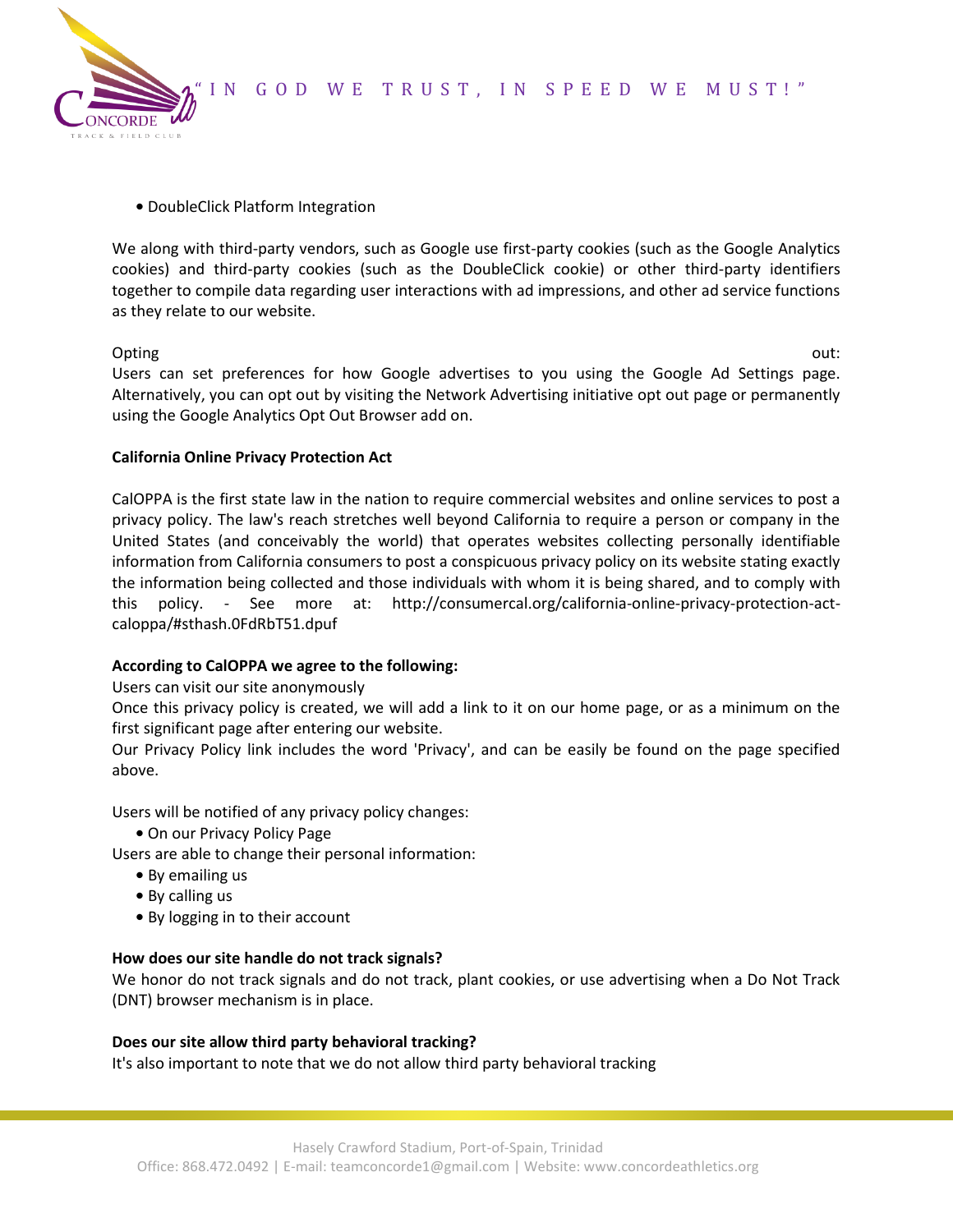- DoubleClick Platform Integration

We along with third-party vendors, such as Google use first-party cookies (such as the Google Analytics cookies) and third-party cookies (such as the DoubleClick cookie) or other third-party identifiers together to compile data regarding user interactions with ad impressions, and other ad service functions as they relate to our website.

Opting out:
Users can set preferences for how Google advertises to you using the Google Ad Settings page. Alternatively, you can opt out by visiting the Network Advertising initiative opt out page or permanently using the Google Analytics Opt Out Browser add on.

**California Online Privacy Protection Act**

CalOPPA is the first state law in the nation to require commercial websites and online services to post a privacy policy. The law's reach stretches well beyond California to require a person or company in the United States (and conceivably the world) that operates websites collecting personally identifiable information from California consumers to post a conspicuous privacy policy on its website stating exactly the information being collected and those individuals with whom it is being shared, and to comply with this policy. - See more at: http://consumercal.org/california-online-privacy-protection-act-caloppa/#sthash.0FdRbT51.dpuf

**According to CalOPPA we agree to the following:**
Users can visit our site anonymously
Once this privacy policy is created, we will add a link to it on our home page, or as a minimum on the first significant page after entering our website.
Our Privacy Policy link includes the word 'Privacy', and can be easily be found on the page specified above.

Users will be notified of any privacy policy changes:

- On our Privacy Policy Page

Users are able to change their personal information:

- By emailing us
- By calling us
- By logging in to their account

**How does our site handle do not track signals?**
We honor do not track signals and do not track, plant cookies, or use advertising when a Do Not Track (DNT) browser mechanism is in place.

**Does our site allow third party behavioral tracking?**
It's also important to note that we do not allow third party behavioral tracking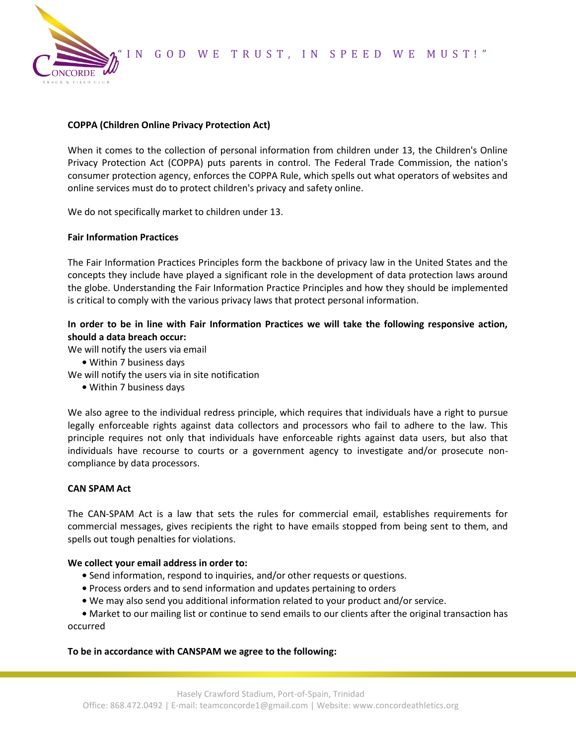**COPPA (Children Online Privacy Protection Act)**

When it comes to the collection of personal information from children under 13, the Children's Online Privacy Protection Act (COPPA) puts parents in control. The Federal Trade Commission, the nation's consumer protection agency, enforces the COPPA Rule, which spells out what operators of websites and online services must do to protect children's privacy and safety online.

We do not specifically market to children under 13.

**Fair Information Practices**

The Fair Information Practices Principles form the backbone of privacy law in the United States and the concepts they include have played a significant role in the development of data protection laws around the globe. Understanding the Fair Information Practice Principles and how they should be implemented is critical to comply with the various privacy laws that protect personal information.

**In order to be in line with Fair Information Practices we will take the following responsive action, should a data breach occur:**

We will notify the users via email

- Within 7 business days

We will notify the users via in site notification

- Within 7 business days

We also agree to the individual redress principle, which requires that individuals have a right to pursue legally enforceable rights against data collectors and processors who fail to adhere to the law. This principle requires not only that individuals have enforceable rights against data users, but also that individuals have recourse to courts or a government agency to investigate and/or prosecute non-compliance by data processors.

**CAN SPAM Act**

The CAN-SPAM Act is a law that sets the rules for commercial email, establishes requirements for commercial messages, gives recipients the right to have emails stopped from being sent to them, and spells out tough penalties for violations.

**We collect your email address in order to:**

- Send information, respond to inquiries, and/or other requests or questions.
- Process orders and to send information and updates pertaining to orders
- We may also send you additional information related to your product and/or service.
- Market to our mailing list or continue to send emails to our clients after the original transaction has occurred

**To be in accordance with CANSPAM we agree to the following:**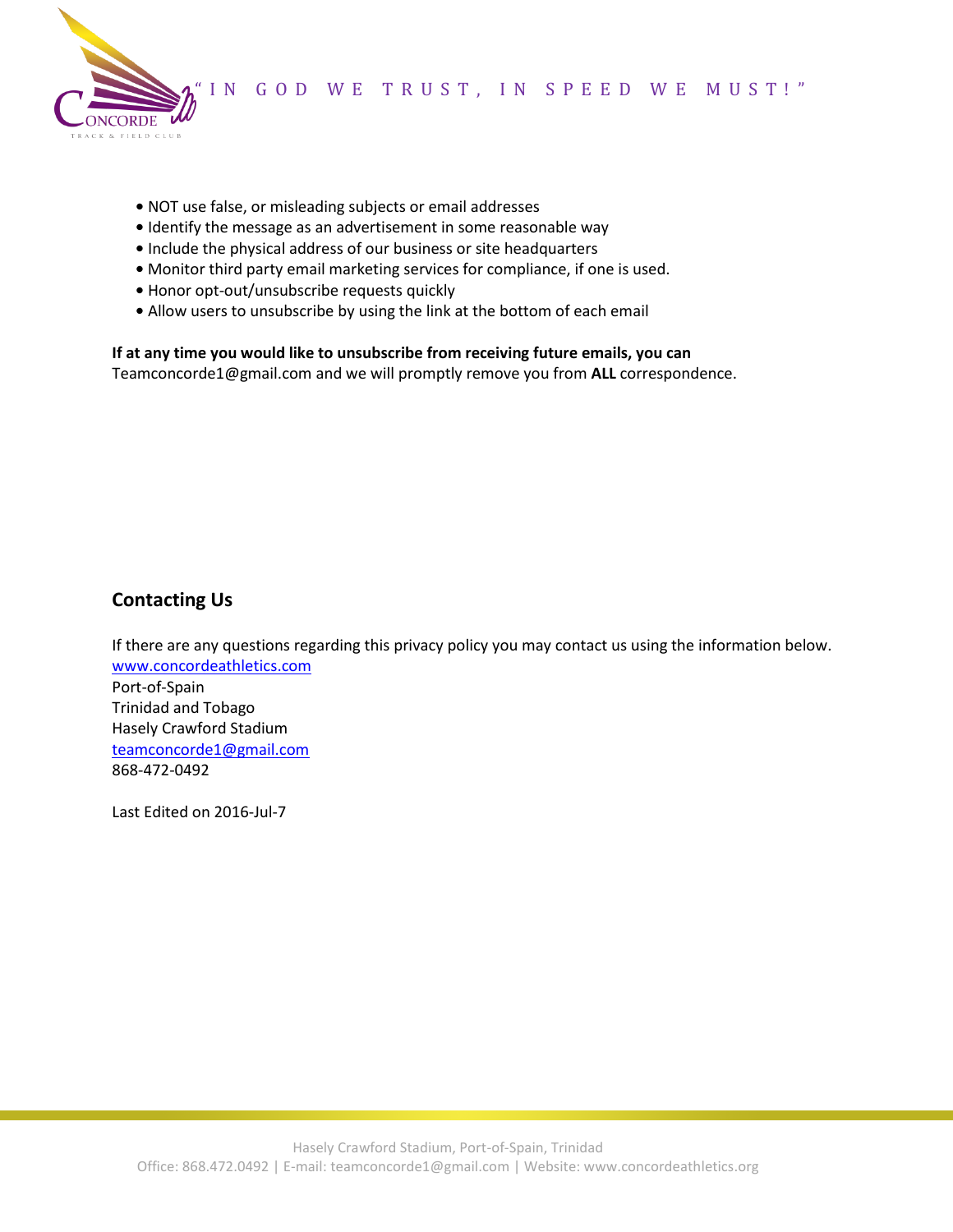- NOT use false, or misleading subjects or email addresses
- Identify the message as an advertisement in some reasonable way
- Include the physical address of our business or site headquarters
- Monitor third party email marketing services for compliance, if one is used.
- Honor opt-out/unsubscribe requests quickly
- Allow users to unsubscribe by using the link at the bottom of each email

**If at any time you would like to unsubscribe from receiving future emails, you can**
Teamconcorde1@gmail.com and we will promptly remove you from **ALL** correspondence.

## Contacting Us

If there are any questions regarding this privacy policy you may contact us using the information below.
www.concordeathletics.com
Port-of-Spain
Trinidad and Tobago
Hasely Crawford Stadium
teamconcorde1@gmail.com
868-472-0492

Last Edited on 2016-Jul-7